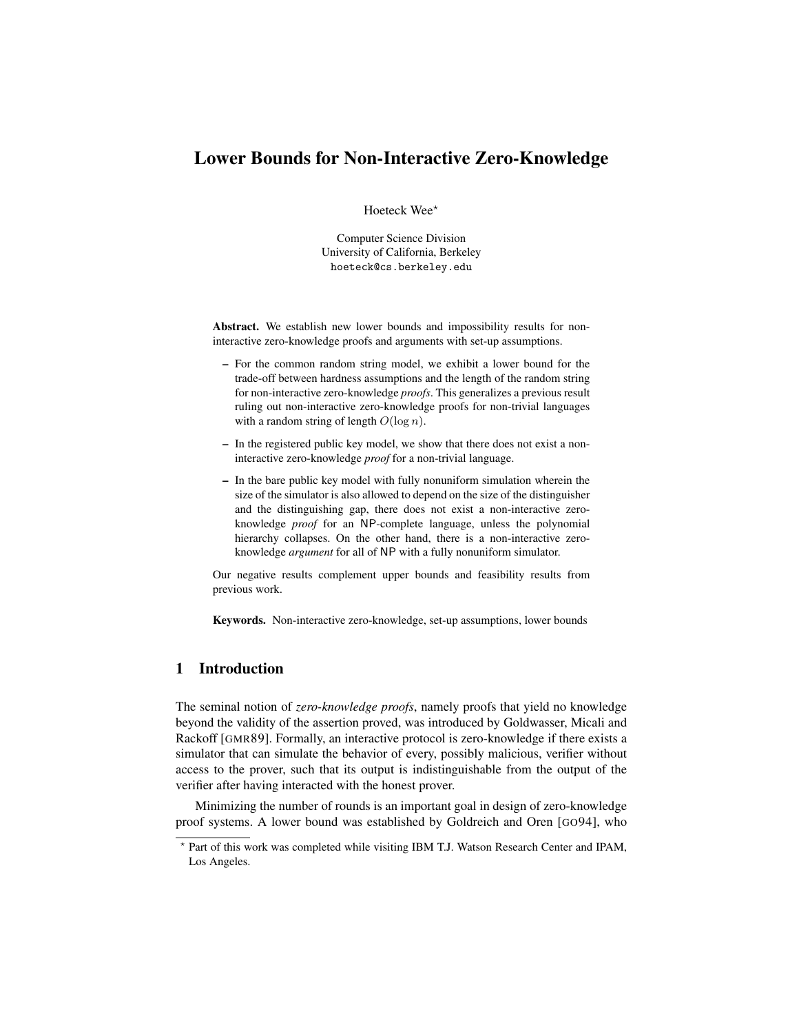# Lower Bounds for Non-Interactive Zero-Knowledge

Hoeteck Wee*

Computer Science Division
University of California, Berkeley
hoeteck@cs.berkeley.edu

**Abstract.** We establish new lower bounds and impossibility results for non-interactive zero-knowledge proofs and arguments with set-up assumptions.

- For the common random string model, we exhibit a lower bound for the trade-off between hardness assumptions and the length of the random string for non-interactive zero-knowledge *proofs*. This generalizes a previous result ruling out non-interactive zero-knowledge proofs for non-trivial languages with a random string of length $O(\log n)$.
- In the registered public key model, we show that there does not exist a non-interactive zero-knowledge *proof* for a non-trivial language.
- In the bare public key model with fully nonuniform simulation wherein the size of the simulator is also allowed to depend on the size of the distinguisher and the distinguishing gap, there does not exist a non-interactive zero-knowledge *proof* for an NP-complete language, unless the polynomial hierarchy collapses. On the other hand, there is a non-interactive zero-knowledge *argument* for all of NP with a fully nonuniform simulator.

Our negative results complement upper bounds and feasibility results from previous work.

**Keywords.** Non-interactive zero-knowledge, set-up assumptions, lower bounds

## 1 Introduction

The seminal notion of *zero-knowledge proofs*, namely proofs that yield no knowledge beyond the validity of the assertion proved, was introduced by Goldwasser, Micali and Rackoff [GMR89]. Formally, an interactive protocol is zero-knowledge if there exists a simulator that can simulate the behavior of every, possibly malicious, verifier without access to the prover, such that its output is indistinguishable from the output of the verifier after having interacted with the honest prover.

Minimizing the number of rounds is an important goal in design of zero-knowledge proof systems. A lower bound was established by Goldreich and Oren [GO94], who

---

* Part of this work was completed while visiting IBM T.J. Watson Research Center and IPAM, Los Angeles.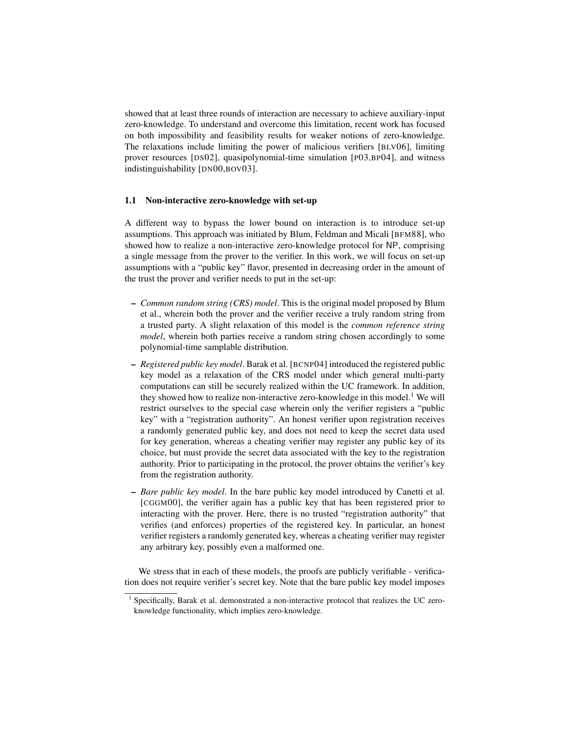showed that at least three rounds of interaction are necessary to achieve auxiliary-input zero-knowledge. To understand and overcome this limitation, recent work has focused on both impossibility and feasibility results for weaker notions of zero-knowledge. The relaxations include limiting the power of malicious verifiers [BLV06], limiting prover resources [DS02], quasipolynomial-time simulation [P03,BP04], and witness indistinguishability [DN00,BOV03].

### 1.1 Non-interactive zero-knowledge with set-up

A different way to bypass the lower bound on interaction is to introduce set-up assumptions. This approach was initiated by Blum, Feldman and Micali [BFM88], who showed how to realize a non-interactive zero-knowledge protocol for NP, comprising a single message from the prover to the verifier. In this work, we will focus on set-up assumptions with a "public key" flavor, presented in decreasing order in the amount of the trust the prover and verifier needs to put in the set-up:

- *Common random string (CRS) model*. This is the original model proposed by Blum et al., wherein both the prover and the verifier receive a truly random string from a trusted party. A slight relaxation of this model is the *common reference string model*, wherein both parties receive a random string chosen accordingly to some polynomial-time samplable distribution.
- *Registered public key model*. Barak et al. [BCNP04] introduced the registered public key model as a relaxation of the CRS model under which general multi-party computations can still be securely realized within the UC framework. In addition, they showed how to realize non-interactive zero-knowledge in this model.[1] We will restrict ourselves to the special case wherein only the verifier registers a "public key" with a "registration authority". An honest verifier upon registration receives a randomly generated public key, and does not need to keep the secret data used for key generation, whereas a cheating verifier may register any public key of its choice, but must provide the secret data associated with the key to the registration authority. Prior to participating in the protocol, the prover obtains the verifier's key from the registration authority.
- *Bare public key model*. In the bare public key model introduced by Canetti et al. [CGGM00], the verifier again has a public key that has been registered prior to interacting with the prover. Here, there is no trusted "registration authority" that verifies (and enforces) properties of the registered key. In particular, an honest verifier registers a randomly generated key, whereas a cheating verifier may register any arbitrary key, possibly even a malformed one.

We stress that in each of these models, the proofs are publicly verifiable - verification does not require verifier's secret key. Note that the bare public key model imposes

[1] Specifically, Barak et al. demonstrated a non-interactive protocol that realizes the UC zero-knowledge functionality, which implies zero-knowledge.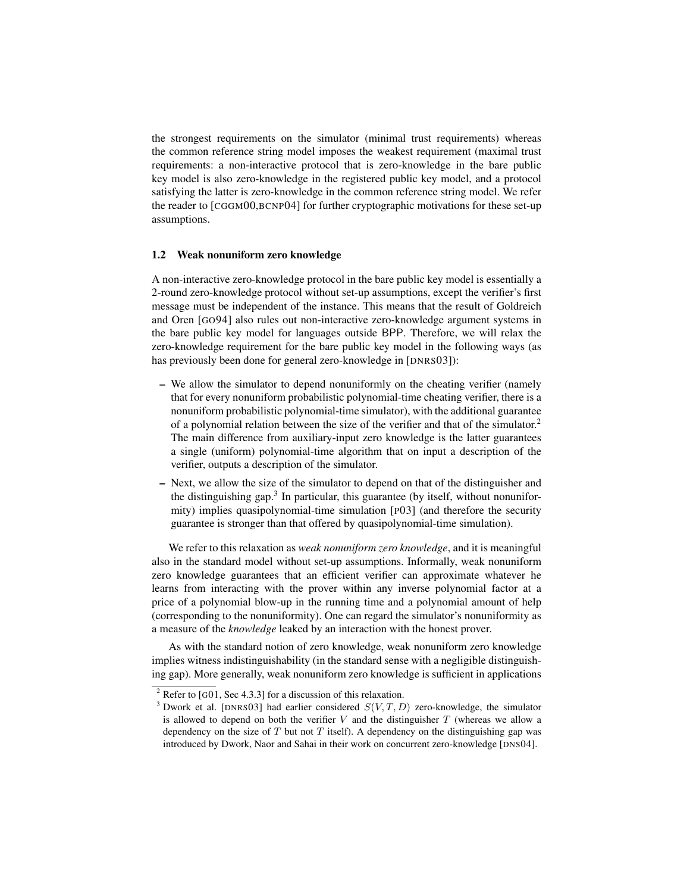the strongest requirements on the simulator (minimal trust requirements) whereas the common reference string model imposes the weakest requirement (maximal trust requirements: a non-interactive protocol that is zero-knowledge in the bare public key model is also zero-knowledge in the registered public key model, and a protocol satisfying the latter is zero-knowledge in the common reference string model. We refer the reader to [CGGM00,BCNP04] for further cryptographic motivations for these set-up assumptions.

### 1.2 Weak nonuniform zero knowledge

A non-interactive zero-knowledge protocol in the bare public key model is essentially a 2-round zero-knowledge protocol without set-up assumptions, except the verifier's first message must be independent of the instance. This means that the result of Goldreich and Oren [GO94] also rules out non-interactive zero-knowledge argument systems in the bare public key model for languages outside BPP. Therefore, we will relax the zero-knowledge requirement for the bare public key model in the following ways (as has previously been done for general zero-knowledge in [DNRS03]):

- We allow the simulator to depend nonuniformly on the cheating verifier (namely that for every nonuniform probabilistic polynomial-time cheating verifier, there is a nonuniform probabilistic polynomial-time simulator), with the additional guarantee of a polynomial relation between the size of the verifier and that of the simulator.[2] The main difference from auxiliary-input zero knowledge is the latter guarantees a single (uniform) polynomial-time algorithm that on input a description of the verifier, outputs a description of the simulator.
- Next, we allow the size of the simulator to depend on that of the distinguisher and the distinguishing gap.[3] In particular, this guarantee (by itself, without nonuniformity) implies quasipolynomial-time simulation [P03] (and therefore the security guarantee is stronger than that offered by quasipolynomial-time simulation).

We refer to this relaxation as *weak nonuniform zero knowledge*, and it is meaningful also in the standard model without set-up assumptions. Informally, weak nonuniform zero knowledge guarantees that an efficient verifier can approximate whatever he learns from interacting with the prover within any inverse polynomial factor at a price of a polynomial blow-up in the running time and a polynomial amount of help (corresponding to the nonuniformity). One can regard the simulator's nonuniformity as a measure of the *knowledge* leaked by an interaction with the honest prover.

As with the standard notion of zero knowledge, weak nonuniform zero knowledge implies witness indistinguishability (in the standard sense with a negligible distinguishing gap). More generally, weak nonuniform zero knowledge is sufficient in applications

[2] Refer to [G01, Sec 4.3.3] for a discussion of this relaxation.

[3] Dwork et al. [DNRS03] had earlier considered $S(V, T, D)$ zero-knowledge, the simulator is allowed to depend on both the verifier $V$ and the distinguisher $T$ (whereas we allow a dependency on the size of $T$ but not $T$ itself). A dependency on the distinguishing gap was introduced by Dwork, Naor and Sahai in their work on concurrent zero-knowledge [DNS04].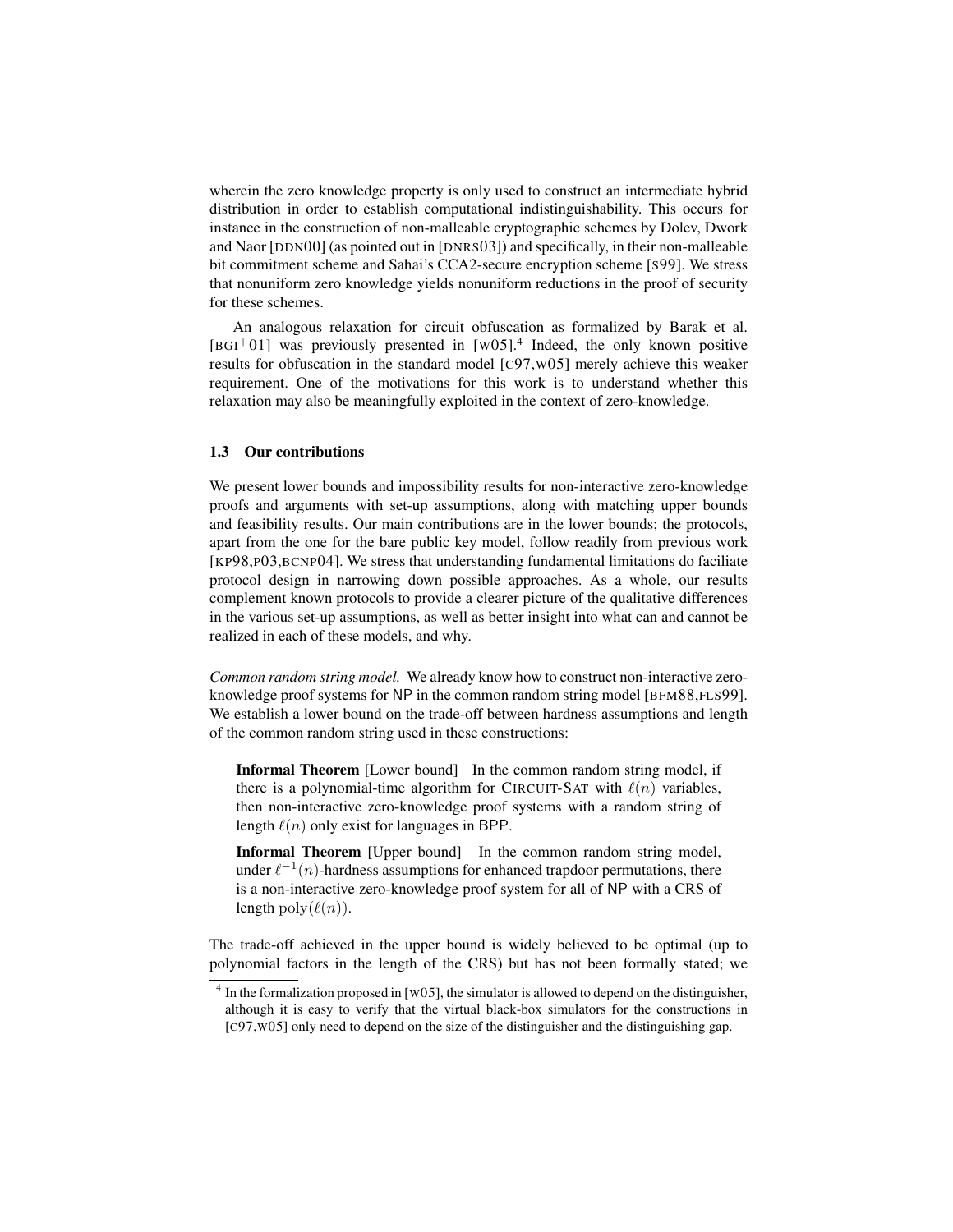wherein the zero knowledge property is only used to construct an intermediate hybrid distribution in order to establish computational indistinguishability. This occurs for instance in the construction of non-malleable cryptographic schemes by Dolev, Dwork and Naor [DDN00] (as pointed out in [DNRS03]) and specifically, in their non-malleable bit commitment scheme and Sahai's CCA2-secure encryption scheme [S99]. We stress that nonuniform zero knowledge yields nonuniform reductions in the proof of security for these schemes.

An analogous relaxation for circuit obfuscation as formalized by Barak et al. [BGI+01] was previously presented in [W05].[4] Indeed, the only known positive results for obfuscation in the standard model [C97,W05] merely achieve this weaker requirement. One of the motivations for this work is to understand whether this relaxation may also be meaningfully exploited in the context of zero-knowledge.

### 1.3 Our contributions

We present lower bounds and impossibility results for non-interactive zero-knowledge proofs and arguments with set-up assumptions, along with matching upper bounds and feasibility results. Our main contributions are in the lower bounds; the protocols, apart from the one for the bare public key model, follow readily from previous work [KP98,P03,BCNP04]. We stress that understanding fundamental limitations do faciliate protocol design in narrowing down possible approaches. As a whole, our results complement known protocols to provide a clearer picture of the qualitative differences in the various set-up assumptions, as well as better insight into what can and cannot be realized in each of these models, and why.

*Common random string model.* We already know how to construct non-interactive zero-knowledge proof systems for NP in the common random string model [BFM88,FLS99]. We establish a lower bound on the trade-off between hardness assumptions and length of the common random string used in these constructions:

> **Informal Theorem** [Lower bound] In the common random string model, if there is a polynomial-time algorithm for CIRCUIT-SAT with $\ell(n)$ variables, then non-interactive zero-knowledge proof systems with a random string of length $\ell(n)$ only exist for languages in BPP.
>
> **Informal Theorem** [Upper bound] In the common random string model, under $\ell^{-1}(n)$-hardness assumptions for enhanced trapdoor permutations, there is a non-interactive zero-knowledge proof system for all of NP with a CRS of length $\mathrm{poly}(\ell(n))$.

The trade-off achieved in the upper bound is widely believed to be optimal (up to polynomial factors in the length of the CRS) but has not been formally stated; we

[4] In the formalization proposed in [W05], the simulator is allowed to depend on the distinguisher, although it is easy to verify that the virtual black-box simulators for the constructions in [C97,W05] only need to depend on the size of the distinguisher and the distinguishing gap.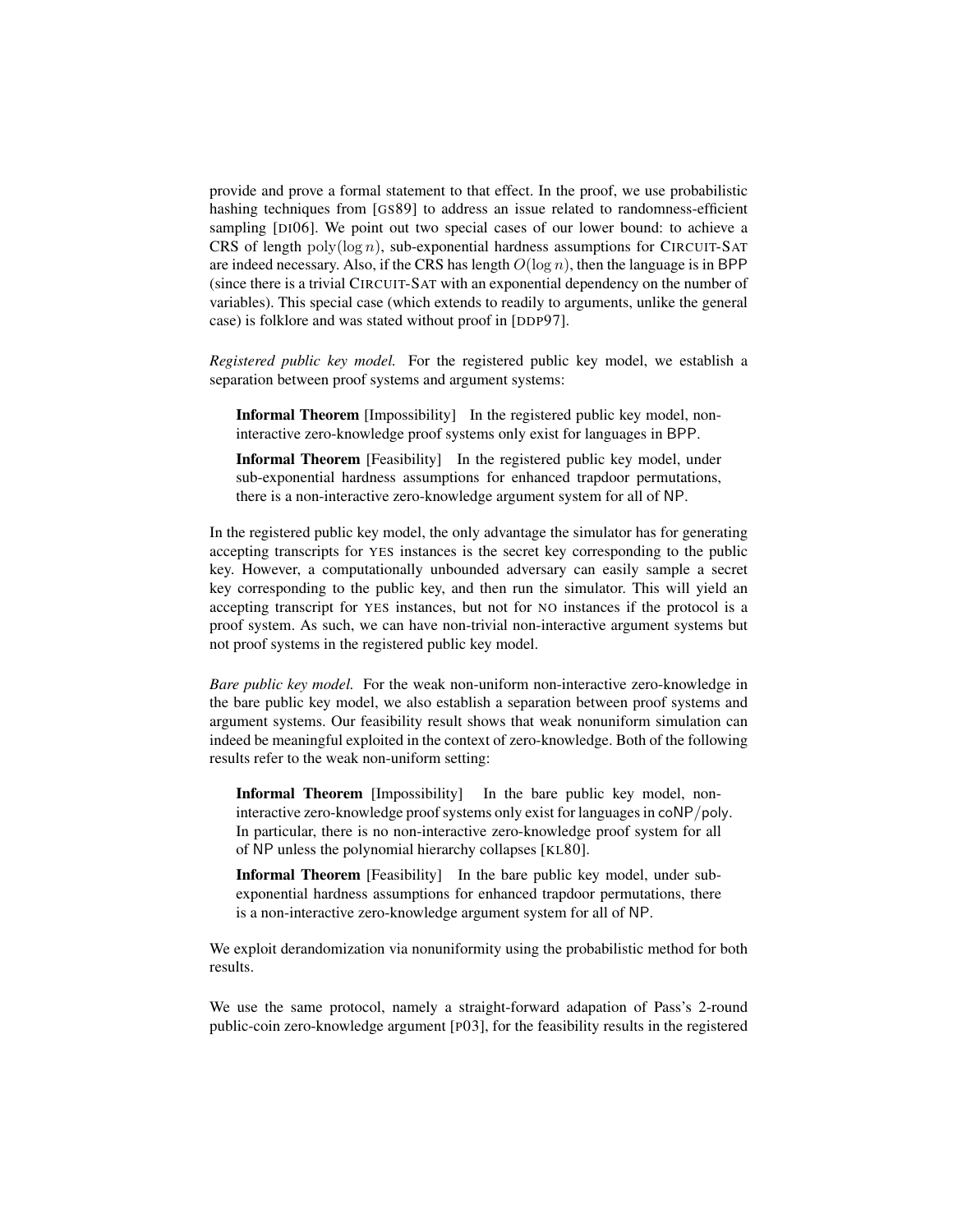provide and prove a formal statement to that effect. In the proof, we use probabilistic hashing techniques from [GS89] to address an issue related to randomness-efficient sampling [DI06]. We point out two special cases of our lower bound: to achieve a CRS of length $\mathrm{poly}(\log n)$, sub-exponential hardness assumptions for CIRCUIT-SAT are indeed necessary. Also, if the CRS has length $O(\log n)$, then the language is in BPP (since there is a trivial CIRCUIT-SAT with an exponential dependency on the number of variables). This special case (which extends to readily to arguments, unlike the general case) is folklore and was stated without proof in [DDP97].

*Registered public key model.* For the registered public key model, we establish a separation between proof systems and argument systems:

> **Informal Theorem** [Impossibility] In the registered public key model, non-interactive zero-knowledge proof systems only exist for languages in BPP.
>
> **Informal Theorem** [Feasibility] In the registered public key model, under sub-exponential hardness assumptions for enhanced trapdoor permutations, there is a non-interactive zero-knowledge argument system for all of NP.

In the registered public key model, the only advantage the simulator has for generating accepting transcripts for YES instances is the secret key corresponding to the public key. However, a computationally unbounded adversary can easily sample a secret key corresponding to the public key, and then run the simulator. This will yield an accepting transcript for YES instances, but not for NO instances if the protocol is a proof system. As such, we can have non-trivial non-interactive argument systems but not proof systems in the registered public key model.

*Bare public key model.* For the weak non-uniform non-interactive zero-knowledge in the bare public key model, we also establish a separation between proof systems and argument systems. Our feasibility result shows that weak nonuniform simulation can indeed be meaningful exploited in the context of zero-knowledge. Both of the following results refer to the weak non-uniform setting:

> **Informal Theorem** [Impossibility] In the bare public key model, non-interactive zero-knowledge proof systems only exist for languages in coNP/poly. In particular, there is no non-interactive zero-knowledge proof system for all of NP unless the polynomial hierarchy collapses [KL80].
>
> **Informal Theorem** [Feasibility] In the bare public key model, under sub-exponential hardness assumptions for enhanced trapdoor permutations, there is a non-interactive zero-knowledge argument system for all of NP.

We exploit derandomization via nonuniformity using the probabilistic method for both results.

We use the same protocol, namely a straight-forward adapation of Pass's 2-round public-coin zero-knowledge argument [P03], for the feasibility results in the registered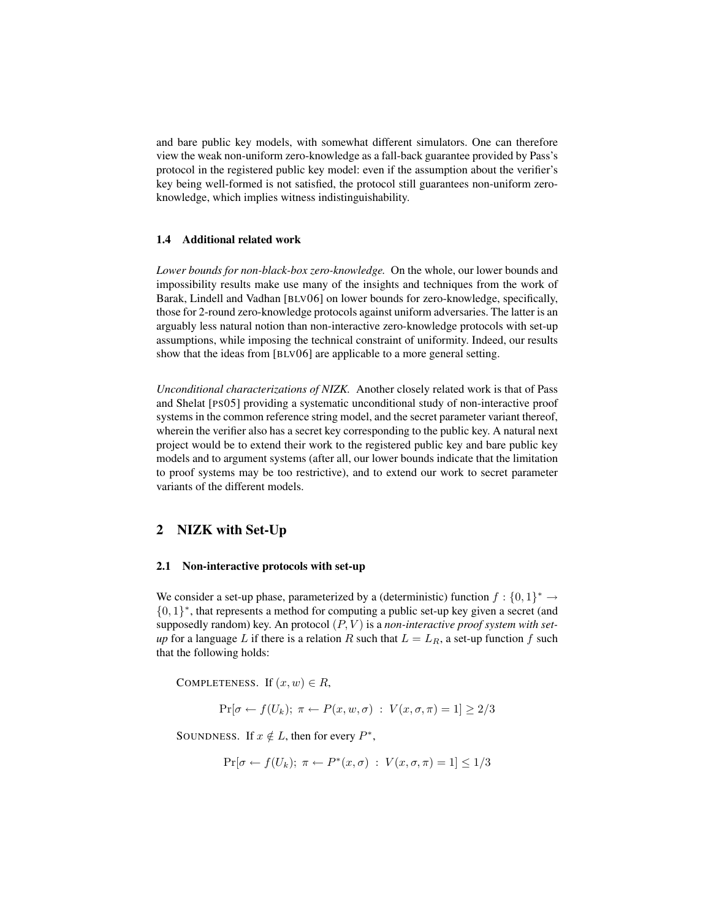and bare public key models, with somewhat different simulators. One can therefore view the weak non-uniform zero-knowledge as a fall-back guarantee provided by Pass's protocol in the registered public key model: even if the assumption about the verifier's key being well-formed is not satisfied, the protocol still guarantees non-uniform zero-knowledge, which implies witness indistinguishability.

### 1.4 Additional related work

*Lower bounds for non-black-box zero-knowledge.* On the whole, our lower bounds and impossibility results make use many of the insights and techniques from the work of Barak, Lindell and Vadhan [BLV06] on lower bounds for zero-knowledge, specifically, those for 2-round zero-knowledge protocols against uniform adversaries. The latter is an arguably less natural notion than non-interactive zero-knowledge protocols with set-up assumptions, while imposing the technical constraint of uniformity. Indeed, our results show that the ideas from [BLV06] are applicable to a more general setting.

*Unconditional characterizations of NIZK.* Another closely related work is that of Pass and Shelat [PS05] providing a systematic unconditional study of non-interactive proof systems in the common reference string model, and the secret parameter variant thereof, wherein the verifier also has a secret key corresponding to the public key. A natural next project would be to extend their work to the registered public key and bare public key models and to argument systems (after all, our lower bounds indicate that the limitation to proof systems may be too restrictive), and to extend our work to secret parameter variants of the different models.

## 2 NIZK with Set-Up

### 2.1 Non-interactive protocols with set-up

We consider a set-up phase, parameterized by a (deterministic) function $f : \{0,1\}^* \to \{0,1\}^*$, that represents a method for computing a public set-up key given a secret (and supposedly random) key. An protocol $(P, V)$ is a *non-interactive proof system with set-up* for a language $L$ if there is a relation $R$ such that $L = L_R$, a set-up function $f$ such that the following holds:

COMPLETENESS. If $(x, w) \in R$,

$$\Pr[\sigma \leftarrow f(U_k);\ \pi \leftarrow P(x, w, \sigma)\ :\ V(x, \sigma, \pi) = 1] \geq 2/3$$

SOUNDNESS. If $x \notin L$, then for every $P^*$,

$$\Pr[\sigma \leftarrow f(U_k);\ \pi \leftarrow P^*(x, \sigma)\ :\ V(x, \sigma, \pi) = 1] \leq 1/3$$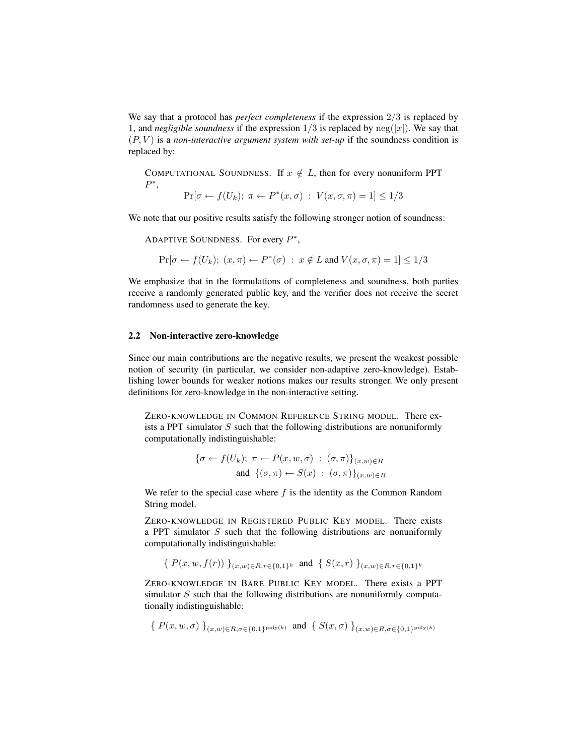We say that a protocol has *perfect completeness* if the expression $2/3$ is replaced by 1, and *negligible soundness* if the expression $1/3$ is replaced by $\mathrm{neg}(|x|)$. We say that $(P, V)$ is a *non-interactive argument system with set-up* if the soundness condition is replaced by:

> COMPUTATIONAL SOUNDNESS. If $x \notin L$, then for every nonuniform PPT $P^*$,
>
> $$\Pr[\sigma \leftarrow f(U_k);\ \pi \leftarrow P^*(x, \sigma)\ :\ V(x, \sigma, \pi) = 1] \leq 1/3$$

We note that our positive results satisfy the following stronger notion of soundness:

> ADAPTIVE SOUNDNESS. For every $P^*$,
>
> $$\Pr[\sigma \leftarrow f(U_k);\ (x, \pi) \leftarrow P^*(\sigma)\ :\ x \notin L \text{ and } V(x, \sigma, \pi) = 1] \leq 1/3$$

We emphasize that in the formulations of completeness and soundness, both parties receive a randomly generated public key, and the verifier does not receive the secret randomness used to generate the key.

### 2.2 Non-interactive zero-knowledge

Since our main contributions are the negative results, we present the weakest possible notion of security (in particular, we consider non-adaptive zero-knowledge). Establishing lower bounds for weaker notions makes our results stronger. We only present definitions for zero-knowledge in the non-interactive setting.

> ZERO-KNOWLEDGE IN COMMON REFERENCE STRING MODEL. There exists a PPT simulator $S$ such that the following distributions are nonuniformly computationally indistinguishable:
>
> $$\{\sigma \leftarrow f(U_k);\ \pi \leftarrow P(x, w, \sigma)\ :\ (\sigma, \pi)\}_{(x,w) \in R}$$
> $$\text{and } \{(\sigma, \pi) \leftarrow S(x)\ :\ (\sigma, \pi)\}_{(x,w) \in R}$$
>
> We refer to the special case where $f$ is the identity as the Common Random String model.
>
> ZERO-KNOWLEDGE IN REGISTERED PUBLIC KEY MODEL. There exists a PPT simulator $S$ such that the following distributions are nonuniformly computationally indistinguishable:
>
> $$\{\ P(x, w, f(r))\ \}_{(x,w) \in R, r \in \{0,1\}^k} \text{ and } \{\ S(x, r)\ \}_{(x,w) \in R, r \in \{0,1\}^k}$$
>
> ZERO-KNOWLEDGE IN BARE PUBLIC KEY MODEL. There exists a PPT simulator $S$ such that the following distributions are nonuniformly computationally indistinguishable:
>
> $$\{\ P(x, w, \sigma)\ \}_{(x,w) \in R, \sigma \in \{0,1\}^{\mathrm{poly}(k)}} \text{ and } \{\ S(x, \sigma)\ \}_{(x,w) \in R, \sigma \in \{0,1\}^{\mathrm{poly}(k)}}$$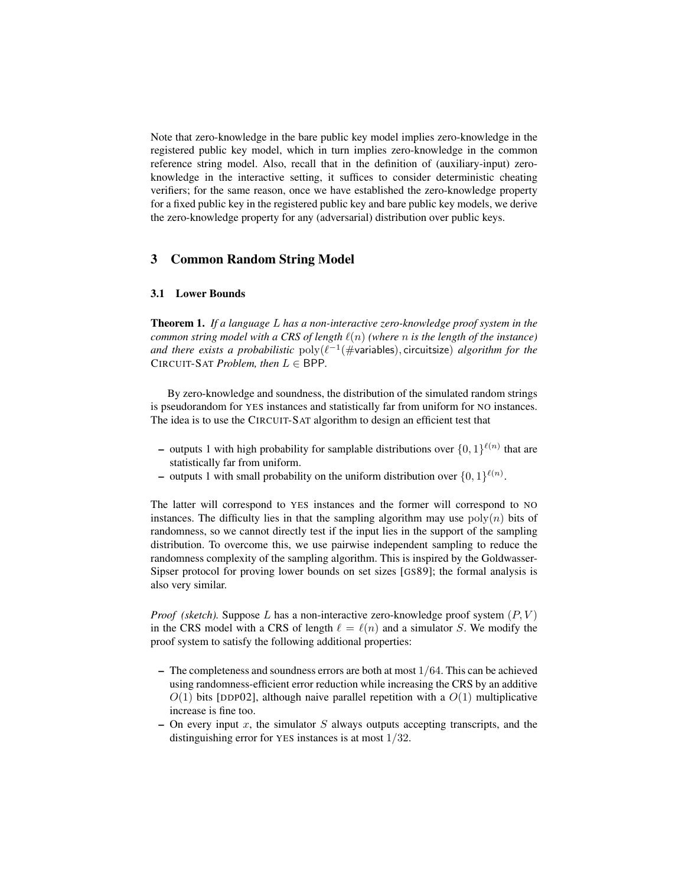Note that zero-knowledge in the bare public key model implies zero-knowledge in the registered public key model, which in turn implies zero-knowledge in the common reference string model. Also, recall that in the definition of (auxiliary-input) zero-knowledge in the interactive setting, it suffices to consider deterministic cheating verifiers; for the same reason, once we have established the zero-knowledge property for a fixed public key in the registered public key and bare public key models, we derive the zero-knowledge property for any (adversarial) distribution over public keys.

## 3 Common Random String Model

### 3.1 Lower Bounds

**Theorem 1.** *If a language $L$ has a non-interactive zero-knowledge proof system in the common string model with a CRS of length $\ell(n)$ (where $n$ is the length of the instance) and there exists a probabilistic $\mathrm{poly}(\ell^{-1}(\#\mathsf{variables}), \mathsf{circuitsize})$ algorithm for the* CIRCUIT-SAT *Problem, then $L \in \mathsf{BPP}$.*

By zero-knowledge and soundness, the distribution of the simulated random strings is pseudorandom for YES instances and statistically far from uniform for NO instances. The idea is to use the CIRCUIT-SAT algorithm to design an efficient test that

- outputs 1 with high probability for samplable distributions over $\{0,1\}^{\ell(n)}$ that are statistically far from uniform.
- outputs 1 with small probability on the uniform distribution over $\{0,1\}^{\ell(n)}$.

The latter will correspond to YES instances and the former will correspond to NO instances. The difficulty lies in that the sampling algorithm may use $\mathrm{poly}(n)$ bits of randomness, so we cannot directly test if the input lies in the support of the sampling distribution. To overcome this, we use pairwise independent sampling to reduce the randomness complexity of the sampling algorithm. This is inspired by the Goldwasser-Sipser protocol for proving lower bounds on set sizes [GS89]; the formal analysis is also very similar.

*Proof (sketch).* Suppose $L$ has a non-interactive zero-knowledge proof system $(P, V)$ in the CRS model with a CRS of length $\ell = \ell(n)$ and a simulator $S$. We modify the proof system to satisfy the following additional properties:

- The completeness and soundness errors are both at most $1/64$. This can be achieved using randomness-efficient error reduction while increasing the CRS by an additive $O(1)$ bits [DDP02], although naive parallel repetition with a $O(1)$ multiplicative increase is fine too.
- On every input $x$, the simulator $S$ always outputs accepting transcripts, and the distinguishing error for YES instances is at most $1/32$.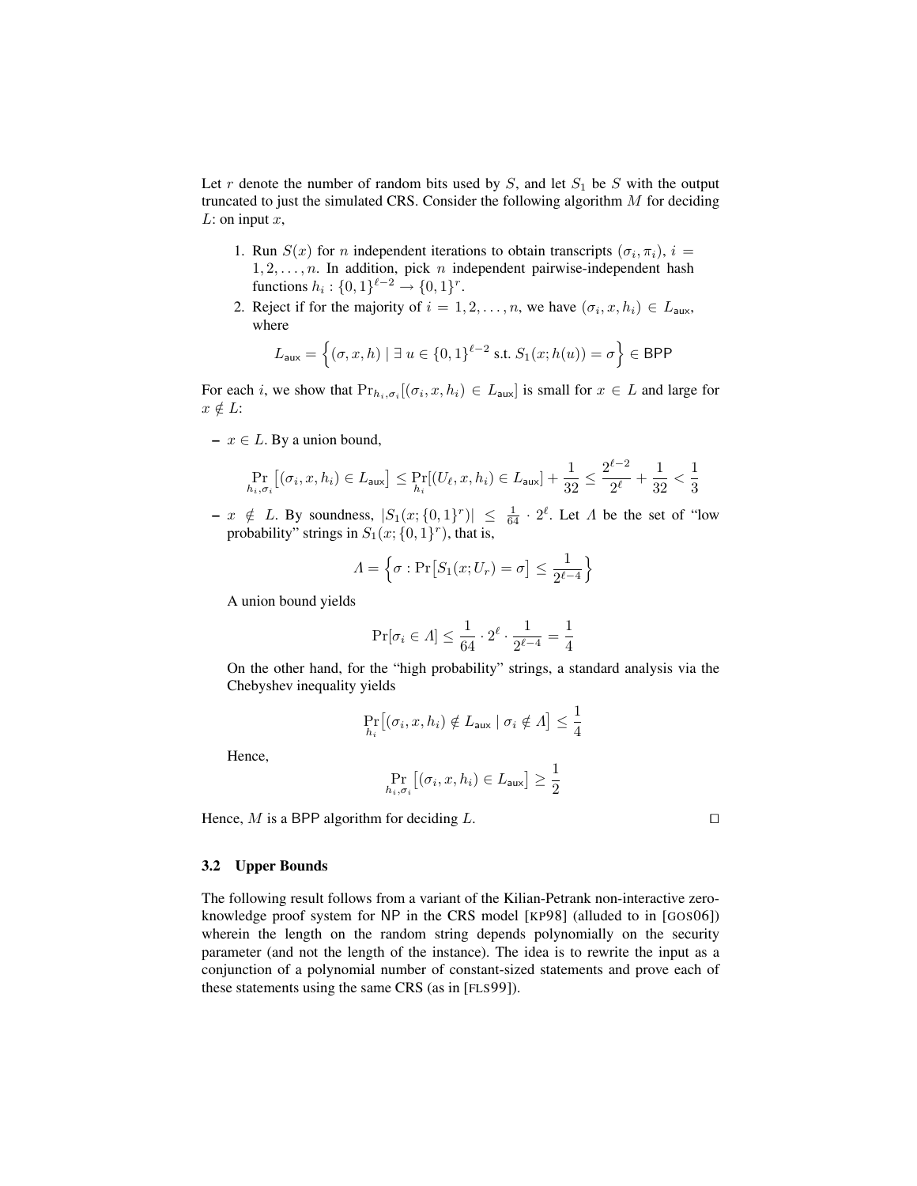Let $r$ denote the number of random bits used by $S$, and let $S_1$ be $S$ with the output truncated to just the simulated CRS. Consider the following algorithm $M$ for deciding $L$: on input $x$,

1. Run $S(x)$ for $n$ independent iterations to obtain transcripts $(\sigma_i, \pi_i)$, $i = 1, 2, \ldots, n$. In addition, pick $n$ independent pairwise-independent hash functions $h_i : \{0,1\}^{\ell-2} \to \{0,1\}^r$.
2. Reject if for the majority of $i = 1, 2, \ldots, n$, we have $(\sigma_i, x, h_i) \in L_{\mathsf{aux}}$, where

$$L_{\mathsf{aux}} = \Big\{(\sigma, x, h) \mid \exists\, u \in \{0,1\}^{\ell-2} \text{ s.t. } S_1(x; h(u)) = \sigma\Big\} \in \mathsf{BPP}$$

For each $i$, we show that $\Pr_{h_i,\sigma_i}[(\sigma_i, x, h_i) \in L_{\mathsf{aux}}]$ is small for $x \in L$ and large for $x \notin L$:

- $x \in L$. By a union bound,

$$\Pr_{h_i,\sigma_i}\big[(\sigma_i, x, h_i) \in L_{\mathsf{aux}}\big] \le \Pr_{h_i}[(U_\ell, x, h_i) \in L_{\mathsf{aux}}] + \frac{1}{32} \le \frac{2^{\ell-2}}{2^\ell} + \frac{1}{32} < \frac{1}{3}$$

- $x \notin L$. By soundness, $|S_1(x; \{0,1\}^r)| \le \frac{1}{64} \cdot 2^\ell$. Let $\Lambda$ be the set of "low probability" strings in $S_1(x; \{0,1\}^r)$, that is,

$$\Lambda = \Big\{\sigma : \Pr\big[S_1(x; U_r) = \sigma\big] \le \frac{1}{2^{\ell-4}}\Big\}$$

A union bound yields

$$\Pr[\sigma_i \in \Lambda] \le \frac{1}{64} \cdot 2^\ell \cdot \frac{1}{2^{\ell-4}} = \frac{1}{4}$$

On the other hand, for the "high probability" strings, a standard analysis via the Chebyshev inequality yields

$$\Pr_{h_i}\big[(\sigma_i, x, h_i) \notin L_{\mathsf{aux}} \mid \sigma_i \notin \Lambda\big] \le \frac{1}{4}$$

Hence,

$$\Pr_{h_i,\sigma_i}\big[(\sigma_i, x, h_i) \in L_{\mathsf{aux}}\big] \ge \frac{1}{2}$$

Hence, $M$ is a $\mathsf{BPP}$ algorithm for deciding $L$. □

### 3.2 Upper Bounds

The following result follows from a variant of the Kilian-Petrank non-interactive zero-knowledge proof system for NP in the CRS model [KP98] (alluded to in [GOS06]) wherein the length on the random string depends polynomially on the security parameter (and not the length of the instance). The idea is to rewrite the input as a conjunction of a polynomial number of constant-sized statements and prove each of these statements using the same CRS (as in [FLS99]).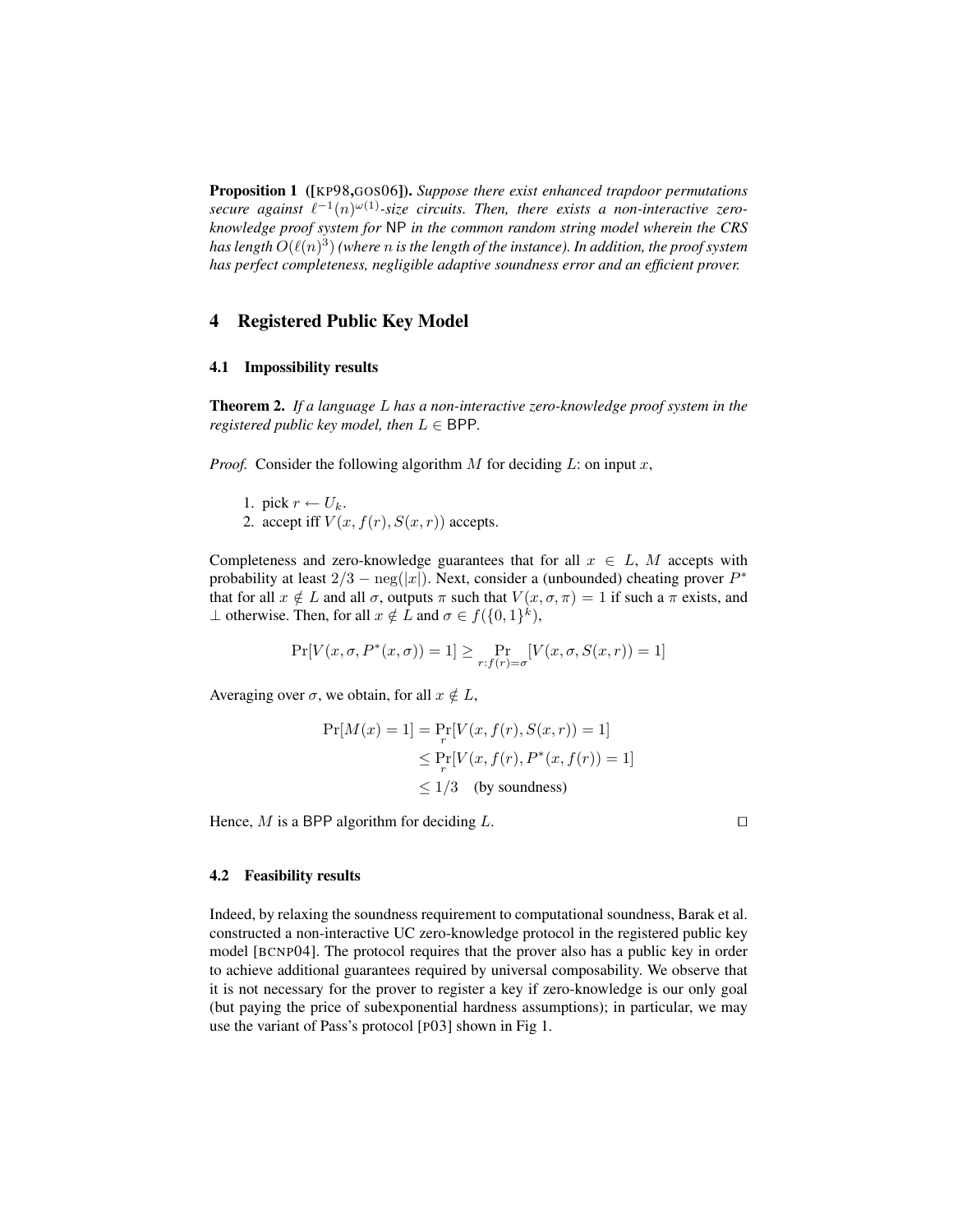**Proposition 1** **([KP98,GOS06]).** *Suppose there exist enhanced trapdoor permutations secure against $\ell^{-1}(n)^{\omega(1)}$-size circuits. Then, there exists a non-interactive zero-knowledge proof system for* NP *in the common random string model wherein the CRS has length $O(\ell(n)^3)$ (where $n$ is the length of the instance). In addition, the proof system has perfect completeness, negligible adaptive soundness error and an efficient prover.*

## 4 Registered Public Key Model

### 4.1 Impossibility results

**Theorem 2.** *If a language $L$ has a non-interactive zero-knowledge proof system in the registered public key model, then $L \in$ BPP.*

*Proof.* Consider the following algorithm $M$ for deciding $L$: on input $x$,

1. pick $r \leftarrow U_k$.
2. accept iff $V(x, f(r), S(x,r))$ accepts.

Completeness and zero-knowledge guarantees that for all $x \in L$, $M$ accepts with probability at least $2/3 - \mathrm{neg}(|x|)$. Next, consider a (unbounded) cheating prover $P^*$ that for all $x \notin L$ and all $\sigma$, outputs $\pi$ such that $V(x, \sigma, \pi) = 1$ if such a $\pi$ exists, and $\perp$ otherwise. Then, for all $x \notin L$ and $\sigma \in f(\{0,1\}^k)$,

$$\Pr[V(x, \sigma, P^*(x, \sigma)) = 1] \geq \Pr_{r : f(r) = \sigma}[V(x, \sigma, S(x,r)) = 1]$$

Averaging over $\sigma$, we obtain, for all $x \notin L$,

$$\begin{aligned}
\Pr[M(x) = 1] &= \Pr_r[V(x, f(r), S(x,r)) = 1] \\
&\leq \Pr_r[V(x, f(r), P^*(x, f(r)) = 1] \\
&\leq 1/3 \quad \text{(by soundness)}
\end{aligned}$$

Hence, $M$ is a BPP algorithm for deciding $L$. $\square$

### 4.2 Feasibility results

Indeed, by relaxing the soundness requirement to computational soundness, Barak et al. constructed a non-interactive UC zero-knowledge protocol in the registered public key model [BCNP04]. The protocol requires that the prover also has a public key in order to achieve additional guarantees required by universal composability. We observe that it is not necessary for the prover to register a key if zero-knowledge is our only goal (but paying the price of subexponential hardness assumptions); in particular, we may use the variant of Pass's protocol [P03] shown in Fig 1.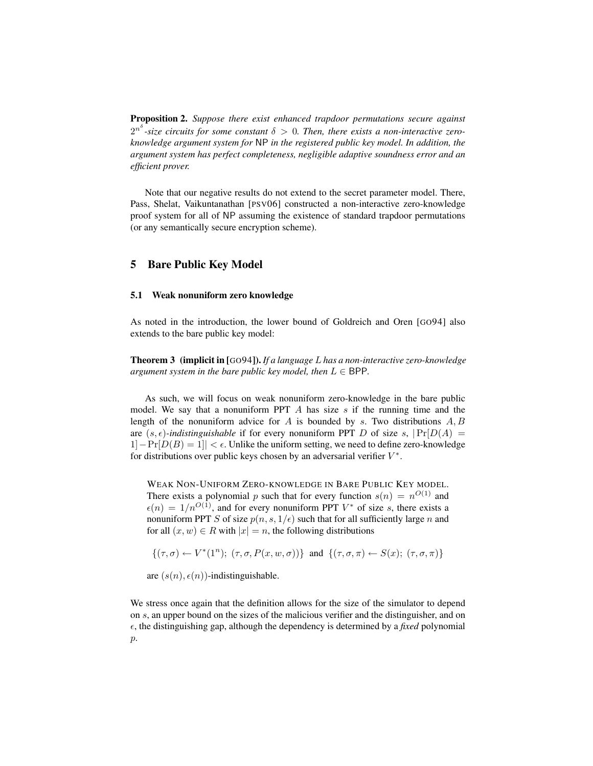**Proposition 2.** *Suppose there exist enhanced trapdoor permutations secure against $2^{n^\delta}$-size circuits for some constant $\delta > 0$. Then, there exists a non-interactive zero-knowledge argument system for* NP *in the registered public key model. In addition, the argument system has perfect completeness, negligible adaptive soundness error and an efficient prover.*

Note that our negative results do not extend to the secret parameter model. There, Pass, Shelat, Vaikuntanathan [PSV06] constructed a non-interactive zero-knowledge proof system for all of NP assuming the existence of standard trapdoor permutations (or any semantically secure encryption scheme).

## 5 Bare Public Key Model

### 5.1 Weak nonuniform zero knowledge

As noted in the introduction, the lower bound of Goldreich and Oren [GO94] also extends to the bare public key model:

**Theorem 3 (implicit in [GO94]).** *If a language $L$ has a non-interactive zero-knowledge argument system in the bare public key model, then $L \in$ BPP.*

As such, we will focus on weak nonuniform zero-knowledge in the bare public model. We say that a nonuniform PPT $A$ has size $s$ if the running time and the length of the nonuniform advice for $A$ is bounded by $s$. Two distributions $A, B$ are $(s, \epsilon)$-*indistinguishable* if for every nonuniform PPT $D$ of size $s$, $|\Pr[D(A) = 1] - \Pr[D(B) = 1]| < \epsilon$. Unlike the uniform setting, we need to define zero-knowledge for distributions over public keys chosen by an adversarial verifier $V^*$.

> WEAK NON-UNIFORM ZERO-KNOWLEDGE IN BARE PUBLIC KEY MODEL. There exists a polynomial $p$ such that for every function $s(n) = n^{O(1)}$ and $\epsilon(n) = 1/n^{O(1)}$, and for every nonuniform PPT $V^*$ of size $s$, there exists a nonuniform PPT $S$ of size $p(n, s, 1/\epsilon)$ such that for all sufficiently large $n$ and for all $(x, w) \in R$ with $|x| = n$, the following distributions
>
> $$\{(\tau, \sigma) \leftarrow V^*(1^n);\ (\tau, \sigma, P(x, w, \sigma))\} \text{ and } \{(\tau, \sigma, \pi) \leftarrow S(x);\ (\tau, \sigma, \pi)\}$$
>
> are $(s(n), \epsilon(n))$-indistinguishable.

We stress once again that the definition allows for the size of the simulator to depend on $s$, an upper bound on the sizes of the malicious verifier and the distinguisher, and on $\epsilon$, the distinguishing gap, although the dependency is determined by a *fixed* polynomial $p$.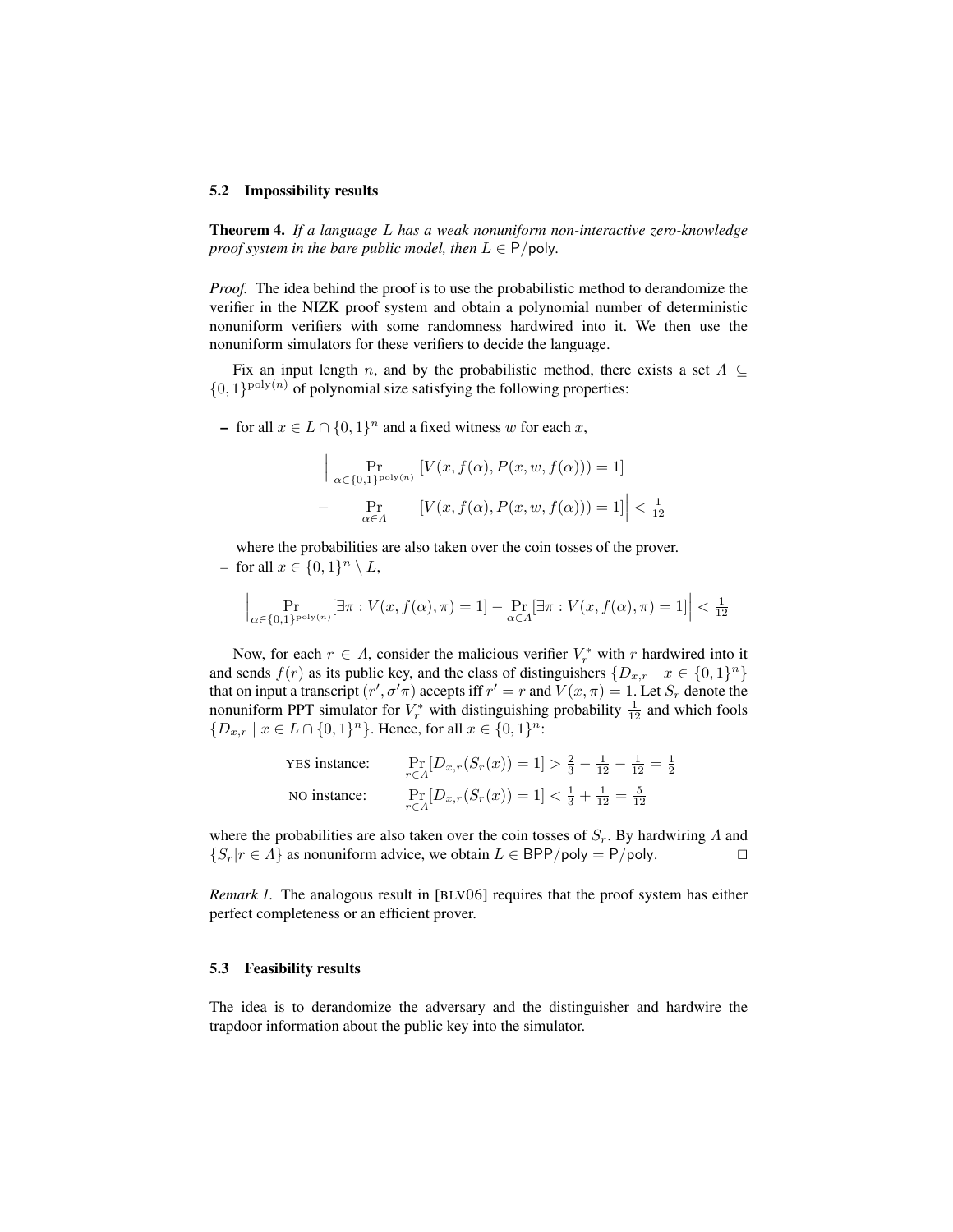### 5.2 Impossibility results

**Theorem 4.** *If a language $L$ has a weak nonuniform non-interactive zero-knowledge proof system in the bare public model, then $L \in \mathsf{P}/\mathsf{poly}$.*

*Proof.* The idea behind the proof is to use the probabilistic method to derandomize the verifier in the NIZK proof system and obtain a polynomial number of deterministic nonuniform verifiers with some randomness hardwired into it. We then use the nonuniform simulators for these verifiers to decide the language.

Fix an input length $n$, and by the probabilistic method, there exists a set $\Lambda \subseteq \{0,1\}^{\mathrm{poly}(n)}$ of polynomial size satisfying the following properties:

– for all $x \in L \cap \{0,1\}^n$ and a fixed witness $w$ for each $x$,

$$\Big| \Pr_{\alpha \in \{0,1\}^{\mathrm{poly}(n)}} [V(x, f(\alpha), P(x, w, f(\alpha))) = 1] - \Pr_{\alpha \in \Lambda} [V(x, f(\alpha), P(x, w, f(\alpha))) = 1] \Big| < \tfrac{1}{12}$$

where the probabilities are also taken over the coin tosses of the prover.

– for all $x \in \{0,1\}^n \setminus L$,

$$\Big| \Pr_{\alpha \in \{0,1\}^{\mathrm{poly}(n)}} [\exists \pi : V(x, f(\alpha), \pi) = 1] - \Pr_{\alpha \in \Lambda} [\exists \pi : V(x, f(\alpha), \pi) = 1] \Big| < \tfrac{1}{12}$$

Now, for each $r \in \Lambda$, consider the malicious verifier $V_r^*$ with $r$ hardwired into it and sends $f(r)$ as its public key, and the class of distinguishers $\{D_{x,r} \mid x \in \{0,1\}^n\}$ that on input a transcript $(r', \sigma'\pi)$ accepts iff $r' = r$ and $V(x, \pi) = 1$. Let $S_r$ denote the nonuniform PPT simulator for $V_r^*$ with distinguishing probability $\frac{1}{12}$ and which fools $\{D_{x,r} \mid x \in L \cap \{0,1\}^n\}$. Hence, for all $x \in \{0,1\}^n$:

$$\text{YES instance:} \quad \Pr_{r \in \Lambda}[D_{x,r}(S_r(x)) = 1] > \tfrac{2}{3} - \tfrac{1}{12} - \tfrac{1}{12} = \tfrac{1}{2}$$

$$\text{NO instance:} \quad \Pr_{r \in \Lambda}[D_{x,r}(S_r(x)) = 1] < \tfrac{1}{3} + \tfrac{1}{12} = \tfrac{5}{12}$$

where the probabilities are also taken over the coin tosses of $S_r$. By hardwiring $\Lambda$ and $\{S_r | r \in \Lambda\}$ as nonuniform advice, we obtain $L \in \mathsf{BPP}/\mathsf{poly} = \mathsf{P}/\mathsf{poly}$. □

*Remark 1.* The analogous result in [BLV06] requires that the proof system has either perfect completeness or an efficient prover.

### 5.3 Feasibility results

The idea is to derandomize the adversary and the distinguisher and hardwire the trapdoor information about the public key into the simulator.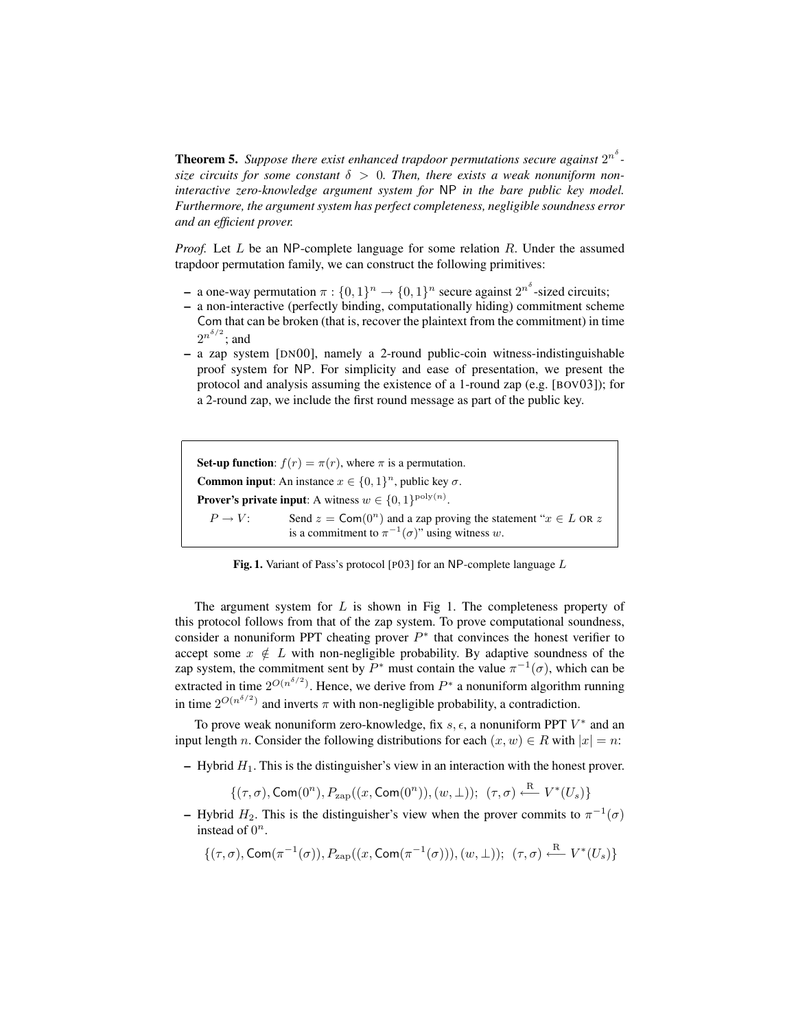**Theorem 5.** *Suppose there exist enhanced trapdoor permutations secure against $2^{n^\delta}$-size circuits for some constant $\delta > 0$. Then, there exists a weak nonuniform non-interactive zero-knowledge argument system for* NP *in the bare public key model. Furthermore, the argument system has perfect completeness, negligible soundness error and an efficient prover.*

*Proof.* Let $L$ be an NP-complete language for some relation $R$. Under the assumed trapdoor permutation family, we can construct the following primitives:

- a one-way permutation $\pi : \{0,1\}^n \to \{0,1\}^n$ secure against $2^{n^\delta}$-sized circuits;
- a non-interactive (perfectly binding, computationally hiding) commitment scheme $\mathsf{Com}$ that can be broken (that is, recover the plaintext from the commitment) in time $2^{n^{\delta/2}}$; and
- a zap system [DN00], namely a 2-round public-coin witness-indistinguishable proof system for NP. For simplicity and ease of presentation, we present the protocol and analysis assuming the existence of a 1-round zap (e.g. [BOV03]); for a 2-round zap, we include the first round message as part of the public key.

> **Set-up function**: $f(r) = \pi(r)$, where $\pi$ is a permutation.
>
> **Common input**: An instance $x \in \{0,1\}^n$, public key $\sigma$.
>
> **Prover's private input**: A witness $w \in \{0,1\}^{\mathrm{poly}(n)}$.
>
> $P \to V$: Send $z = \mathsf{Com}(0^n)$ and a zap proving the statement "$x \in L$ OR $z$ is a commitment to $\pi^{-1}(\sigma)$" using witness $w$.

**Fig. 1.** Variant of Pass's protocol [P03] for an NP-complete language $L$

The argument system for $L$ is shown in Fig 1. The completeness property of this protocol follows from that of the zap system. To prove computational soundness, consider a nonuniform PPT cheating prover $P^*$ that convinces the honest verifier to accept some $x \notin L$ with non-negligible probability. By adaptive soundness of the zap system, the commitment sent by $P^*$ must contain the value $\pi^{-1}(\sigma)$, which can be extracted in time $2^{O(n^{\delta/2})}$. Hence, we derive from $P^*$ a nonuniform algorithm running in time $2^{O(n^{\delta/2})}$ and inverts $\pi$ with non-negligible probability, a contradiction.

To prove weak nonuniform zero-knowledge, fix $s, \epsilon$, a nonuniform PPT $V^*$ and an input length $n$. Consider the following distributions for each $(x, w) \in R$ with $|x| = n$:

- Hybrid $H_1$. This is the distinguisher's view in an interaction with the honest prover.

$$\{(\tau,\sigma), \mathsf{Com}(0^n), P_{\mathrm{zap}}((x, \mathsf{Com}(0^n)), (w, \bot));\ \ (\tau,\sigma) \xleftarrow{\mathrm{R}} V^*(U_s)\}$$

- Hybrid $H_2$. This is the distinguisher's view when the prover commits to $\pi^{-1}(\sigma)$ instead of $0^n$.

$$\{(\tau,\sigma), \mathsf{Com}(\pi^{-1}(\sigma)), P_{\mathrm{zap}}((x, \mathsf{Com}(\pi^{-1}(\sigma))), (w, \bot));\ \ (\tau,\sigma) \xleftarrow{\mathrm{R}} V^*(U_s)\}$$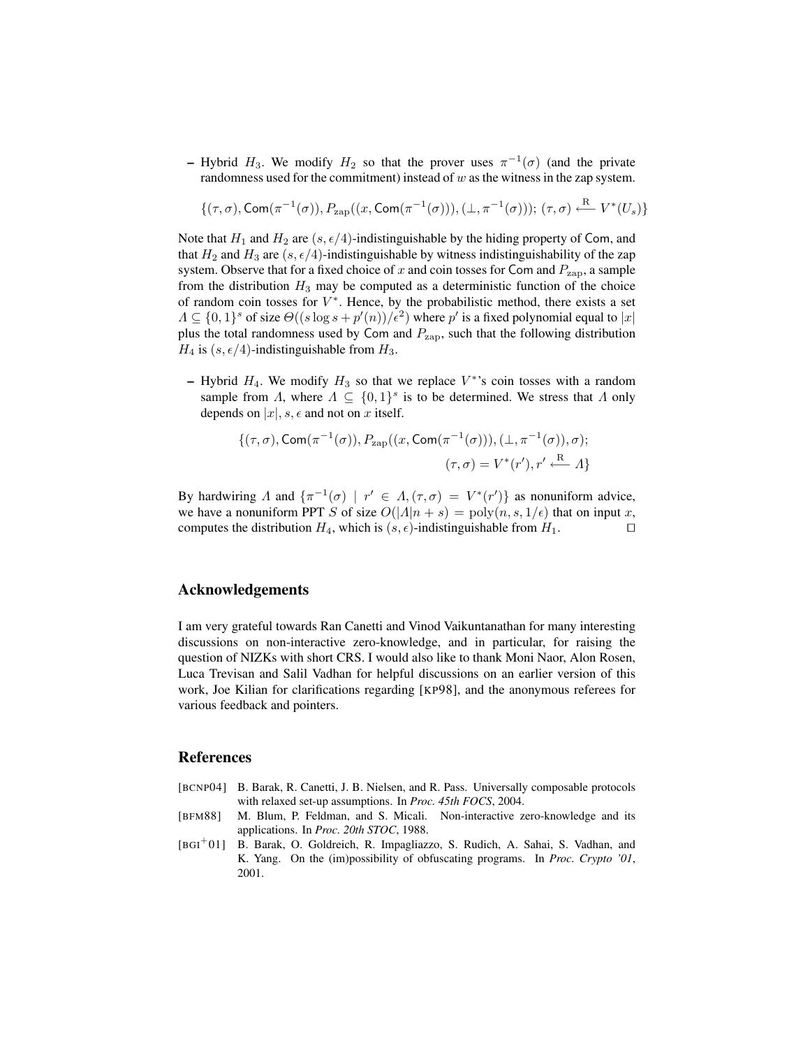– Hybrid $H_3$. We modify $H_2$ so that the prover uses $\pi^{-1}(\sigma)$ (and the private randomness used for the commitment) instead of $w$ as the witness in the zap system.

$$\{(\tau, \sigma), \mathsf{Com}(\pi^{-1}(\sigma)), P_{\mathrm{zap}}((x, \mathsf{Com}(\pi^{-1}(\sigma))), (\perp, \pi^{-1}(\sigma))); \, (\tau, \sigma) \xleftarrow{\mathrm{R}} V^*(U_s)\}$$

Note that $H_1$ and $H_2$ are $(s, \epsilon/4)$-indistinguishable by the hiding property of $\mathsf{Com}$, and that $H_2$ and $H_3$ are $(s, \epsilon/4)$-indistinguishable by witness indistinguishability of the zap system. Observe that for a fixed choice of $x$ and coin tosses for $\mathsf{Com}$ and $P_{\mathrm{zap}}$, a sample from the distribution $H_3$ may be computed as a deterministic function of the choice of random coin tosses for $V^*$. Hence, by the probabilistic method, there exists a set $\Lambda \subseteq \{0,1\}^s$ of size $\Theta((s \log s + p'(n))/\epsilon^2)$ where $p'$ is a fixed polynomial equal to $|x|$ plus the total randomness used by $\mathsf{Com}$ and $P_{\mathrm{zap}}$, such that the following distribution $H_4$ is $(s, \epsilon/4)$-indistinguishable from $H_3$.

– Hybrid $H_4$. We modify $H_3$ so that we replace $V^*$'s coin tosses with a random sample from $\Lambda$, where $\Lambda \subseteq \{0,1\}^s$ is to be determined. We stress that $\Lambda$ only depends on $|x|, s, \epsilon$ and not on $x$ itself.

$$\{(\tau, \sigma), \mathsf{Com}(\pi^{-1}(\sigma)), P_{\mathrm{zap}}((x, \mathsf{Com}(\pi^{-1}(\sigma))), (\perp, \pi^{-1}(\sigma)), \sigma); \\ (\tau, \sigma) = V^*(r'), r' \xleftarrow{\mathrm{R}} \Lambda\}$$

By hardwiring $\Lambda$ and $\{\pi^{-1}(\sigma) \mid r' \in \Lambda, (\tau, \sigma) = V^*(r')\}$ as nonuniform advice, we have a nonuniform PPT $S$ of size $O(|\Lambda|n + s) = \mathrm{poly}(n, s, 1/\epsilon)$ that on input $x$, computes the distribution $H_4$, which is $(s, \epsilon)$-indistinguishable from $H_1$. □

## Acknowledgements

I am very grateful towards Ran Canetti and Vinod Vaikuntanathan for many interesting discussions on non-interactive zero-knowledge, and in particular, for raising the question of NIZKs with short CRS. I would also like to thank Moni Naor, Alon Rosen, Luca Trevisan and Salil Vadhan for helpful discussions on an earlier version of this work, Joe Kilian for clarifications regarding [KP98], and the anonymous referees for various feedback and pointers.

## References

[BCNP04] B. Barak, R. Canetti, J. B. Nielsen, and R. Pass. Universally composable protocols with relaxed set-up assumptions. In *Proc. 45th FOCS*, 2004.

[BFM88] M. Blum, P. Feldman, and S. Micali. Non-interactive zero-knowledge and its applications. In *Proc. 20th STOC*, 1988.

[BGI+01] B. Barak, O. Goldreich, R. Impagliazzo, S. Rudich, A. Sahai, S. Vadhan, and K. Yang. On the (im)possibility of obfuscating programs. In *Proc. Crypto '01*, 2001.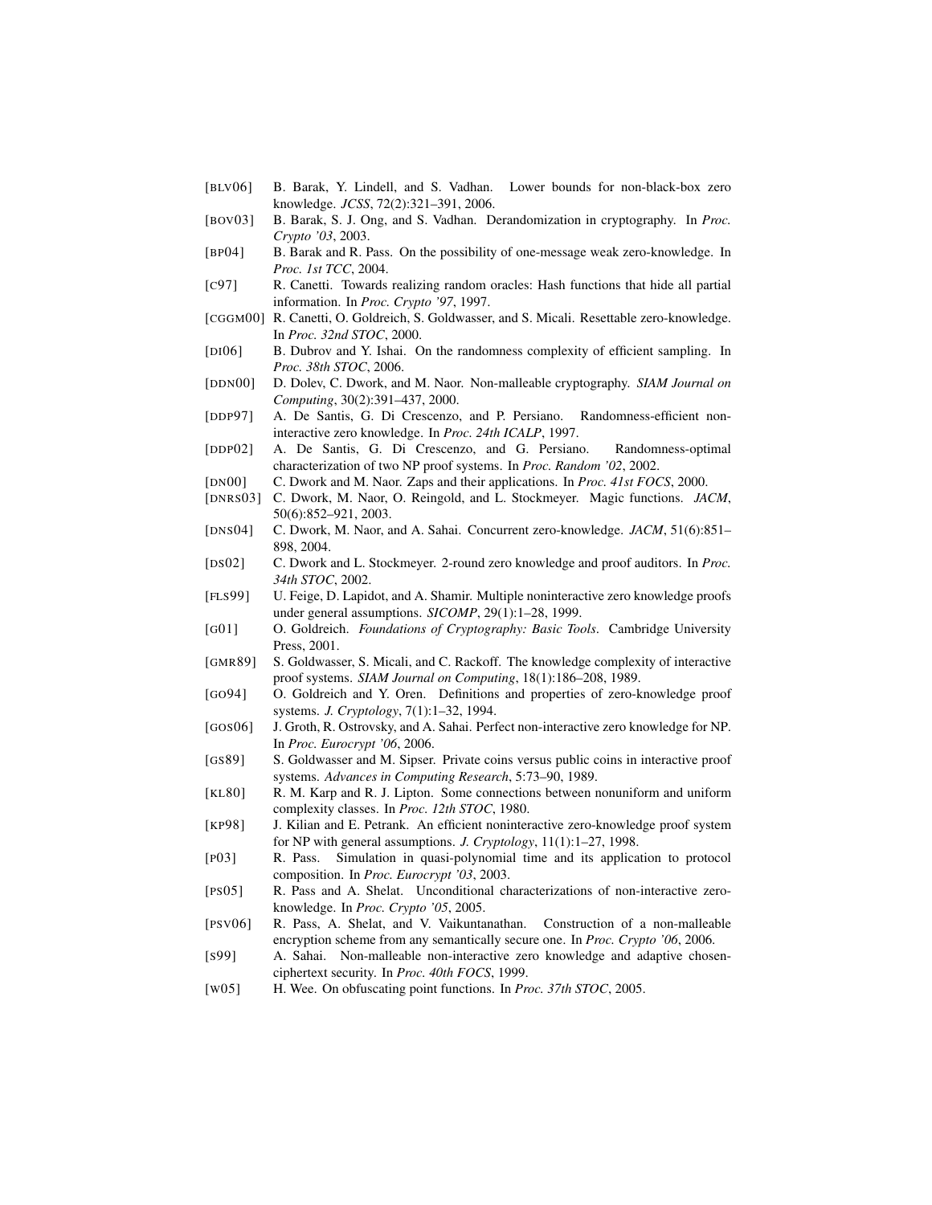[BLV06] B. Barak, Y. Lindell, and S. Vadhan. Lower bounds for non-black-box zero knowledge. *JCSS*, 72(2):321–391, 2006.

[BOV03] B. Barak, S. J. Ong, and S. Vadhan. Derandomization in cryptography. In *Proc. Crypto '03*, 2003.

[BP04] B. Barak and R. Pass. On the possibility of one-message weak zero-knowledge. In *Proc. 1st TCC*, 2004.

[C97] R. Canetti. Towards realizing random oracles: Hash functions that hide all partial information. In *Proc. Crypto '97*, 1997.

[CGGM00] R. Canetti, O. Goldreich, S. Goldwasser, and S. Micali. Resettable zero-knowledge. In *Proc. 32nd STOC*, 2000.

[DI06] B. Dubrov and Y. Ishai. On the randomness complexity of efficient sampling. In *Proc. 38th STOC*, 2006.

[DDN00] D. Dolev, C. Dwork, and M. Naor. Non-malleable cryptography. *SIAM Journal on Computing*, 30(2):391–437, 2000.

[DDP97] A. De Santis, G. Di Crescenzo, and P. Persiano. Randomness-efficient non-interactive zero knowledge. In *Proc. 24th ICALP*, 1997.

[DDP02] A. De Santis, G. Di Crescenzo, and G. Persiano. Randomness-optimal characterization of two NP proof systems. In *Proc. Random '02*, 2002.

[DN00] C. Dwork and M. Naor. Zaps and their applications. In *Proc. 41st FOCS*, 2000.

[DNRS03] C. Dwork, M. Naor, O. Reingold, and L. Stockmeyer. Magic functions. *JACM*, 50(6):852–921, 2003.

[DNS04] C. Dwork, M. Naor, and A. Sahai. Concurrent zero-knowledge. *JACM*, 51(6):851–898, 2004.

[DS02] C. Dwork and L. Stockmeyer. 2-round zero knowledge and proof auditors. In *Proc. 34th STOC*, 2002.

[FLS99] U. Feige, D. Lapidot, and A. Shamir. Multiple noninteractive zero knowledge proofs under general assumptions. *SICOMP*, 29(1):1–28, 1999.

[G01] O. Goldreich. *Foundations of Cryptography: Basic Tools*. Cambridge University Press, 2001.

[GMR89] S. Goldwasser, S. Micali, and C. Rackoff. The knowledge complexity of interactive proof systems. *SIAM Journal on Computing*, 18(1):186–208, 1989.

[GO94] O. Goldreich and Y. Oren. Definitions and properties of zero-knowledge proof systems. *J. Cryptology*, 7(1):1–32, 1994.

[GOS06] J. Groth, R. Ostrovsky, and A. Sahai. Perfect non-interactive zero knowledge for NP. In *Proc. Eurocrypt '06*, 2006.

[GS89] S. Goldwasser and M. Sipser. Private coins versus public coins in interactive proof systems. *Advances in Computing Research*, 5:73–90, 1989.

[KL80] R. M. Karp and R. J. Lipton. Some connections between nonuniform and uniform complexity classes. In *Proc. 12th STOC*, 1980.

[KP98] J. Kilian and E. Petrank. An efficient noninteractive zero-knowledge proof system for NP with general assumptions. *J. Cryptology*, 11(1):1–27, 1998.

[P03] R. Pass. Simulation in quasi-polynomial time and its application to protocol composition. In *Proc. Eurocrypt '03*, 2003.

[PS05] R. Pass and A. Shelat. Unconditional characterizations of non-interactive zero-knowledge. In *Proc. Crypto '05*, 2005.

[PSV06] R. Pass, A. Shelat, and V. Vaikuntanathan. Construction of a non-malleable encryption scheme from any semantically secure one. In *Proc. Crypto '06*, 2006.

[S99] A. Sahai. Non-malleable non-interactive zero knowledge and adaptive chosen-ciphertext security. In *Proc. 40th FOCS*, 1999.

[W05] H. Wee. On obfuscating point functions. In *Proc. 37th STOC*, 2005.